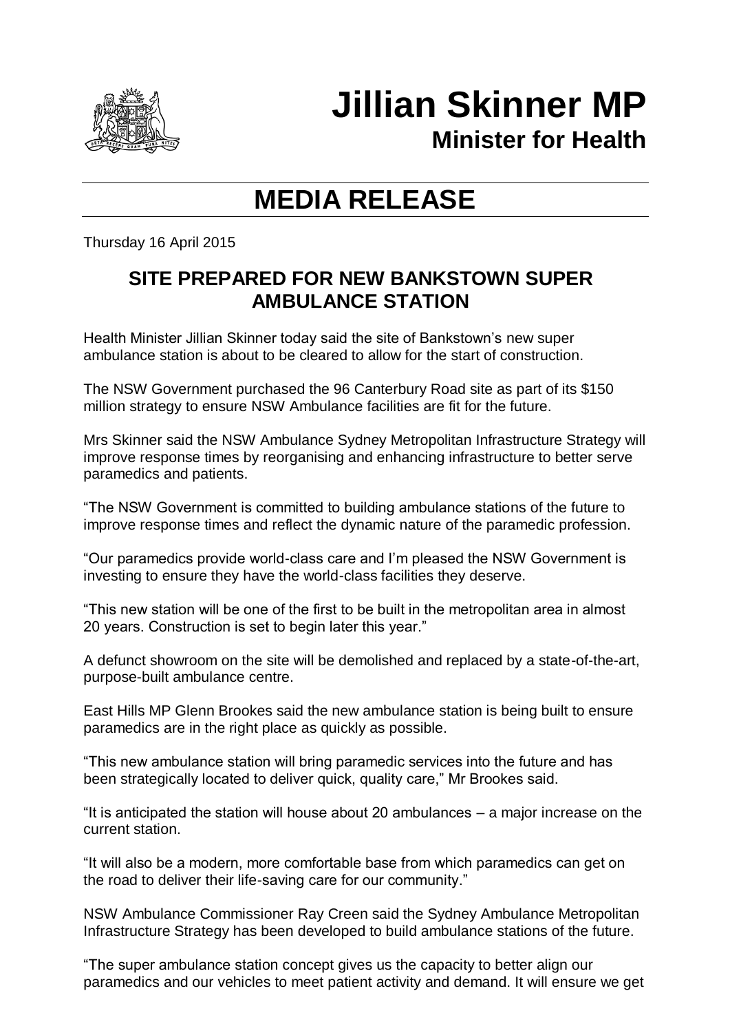# Jillian Skinner MP

## Minister for Health

# MEDIA RELEASE

Thursday 16 April 2015

## SITE PREPARED FOR NEW BANKSTOWN SUPER AMBULANCE STATION

Health Minister Jillian Skinner today said the site of Bankstown's new super ambulance station is about to be cleared to allow for the start of construction.

The NSW Government purchased the 96 Canterbury Road site as part of its $150 million strategy to ensure NSW Ambulance facilities are fit for the future.

Mrs Skinner said the NSW Ambulance Sydney Metropolitan Infrastructure Strategy will improve response times by reorganising and enhancing infrastructure to better serve paramedics and patients.

"The NSW Government is committed to building ambulance stations of the future to improve response times and reflect the dynamic nature of the paramedic profession.

"Our paramedics provide world-class care and I'm pleased the NSW Government is investing to ensure they have the world-class facilities they deserve.

"This new station will be one of the first to be built in the metropolitan area in almost 20 years. Construction is set to begin later this year."

A defunct showroom on the site will be demolished and replaced by a state-of-the-art, purpose-built ambulance centre.

East Hills MP Glenn Brookes said the new ambulance station is being built to ensure paramedics are in the right place as quickly as possible.

"This new ambulance station will bring paramedic services into the future and has been strategically located to deliver quick, quality care," Mr Brookes said.

"It is anticipated the station will house about 20 ambulances – a major increase on the current station.

"It will also be a modern, more comfortable base from which paramedics can get on the road to deliver their life-saving care for our community."

NSW Ambulance Commissioner Ray Creen said the Sydney Ambulance Metropolitan Infrastructure Strategy has been developed to build ambulance stations of the future.

"The super ambulance station concept gives us the capacity to better align our paramedics and our vehicles to meet patient activity and demand. It will ensure we get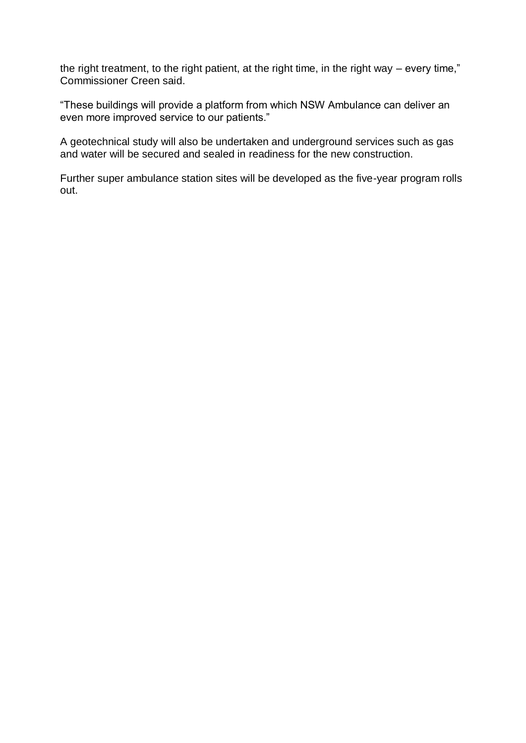the right treatment, to the right patient, at the right time, in the right way – every time," Commissioner Creen said.

"These buildings will provide a platform from which NSW Ambulance can deliver an even more improved service to our patients."

A geotechnical study will also be undertaken and underground services such as gas and water will be secured and sealed in readiness for the new construction.

Further super ambulance station sites will be developed as the five-year program rolls out.